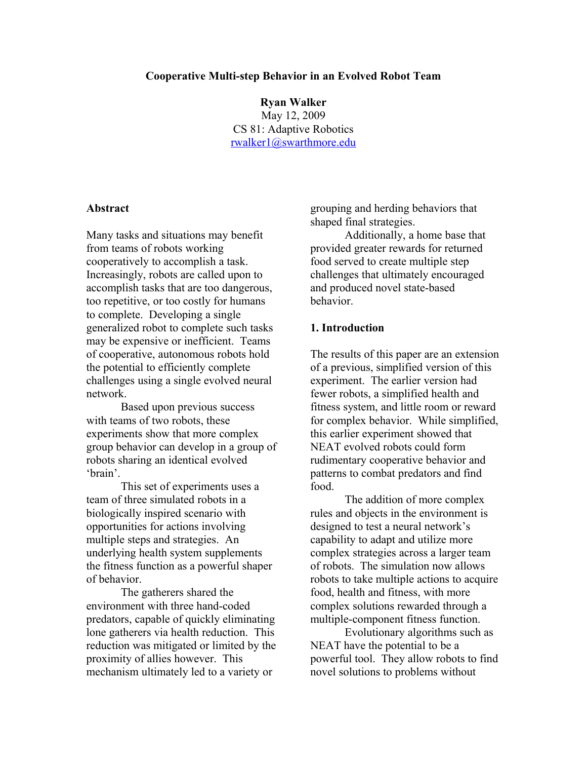# Cooperative Multi-step Behavior in an Evolved Robot Team

**Ryan Walker**
May 12, 2009
CS 81: Adaptive Robotics
rwalker1@swarthmore.edu

## Abstract

Many tasks and situations may benefit from teams of robots working cooperatively to accomplish a task. Increasingly, robots are called upon to accomplish tasks that are too dangerous, too repetitive, or too costly for humans to complete. Developing a single generalized robot to complete such tasks may be expensive or inefficient. Teams of cooperative, autonomous robots hold the potential to efficiently complete challenges using a single evolved neural network.

Based upon previous success with teams of two robots, these experiments show that more complex group behavior can develop in a group of robots sharing an identical evolved 'brain'.

This set of experiments uses a team of three simulated robots in a biologically inspired scenario with opportunities for actions involving multiple steps and strategies. An underlying health system supplements the fitness function as a powerful shaper of behavior.

The gatherers shared the environment with three hand-coded predators, capable of quickly eliminating lone gatherers via health reduction. This reduction was mitigated or limited by the proximity of allies however. This mechanism ultimately led to a variety or grouping and herding behaviors that shaped final strategies.

Additionally, a home base that provided greater rewards for returned food served to create multiple step challenges that ultimately encouraged and produced novel state-based behavior.

## 1. Introduction

The results of this paper are an extension of a previous, simplified version of this experiment. The earlier version had fewer robots, a simplified health and fitness system, and little room or reward for complex behavior. While simplified, this earlier experiment showed that NEAT evolved robots could form rudimentary cooperative behavior and patterns to combat predators and find food.

The addition of more complex rules and objects in the environment is designed to test a neural network's capability to adapt and utilize more complex strategies across a larger team of robots. The simulation now allows robots to take multiple actions to acquire food, health and fitness, with more complex solutions rewarded through a multiple-component fitness function.

Evolutionary algorithms such as NEAT have the potential to be a powerful tool. They allow robots to find novel solutions to problems without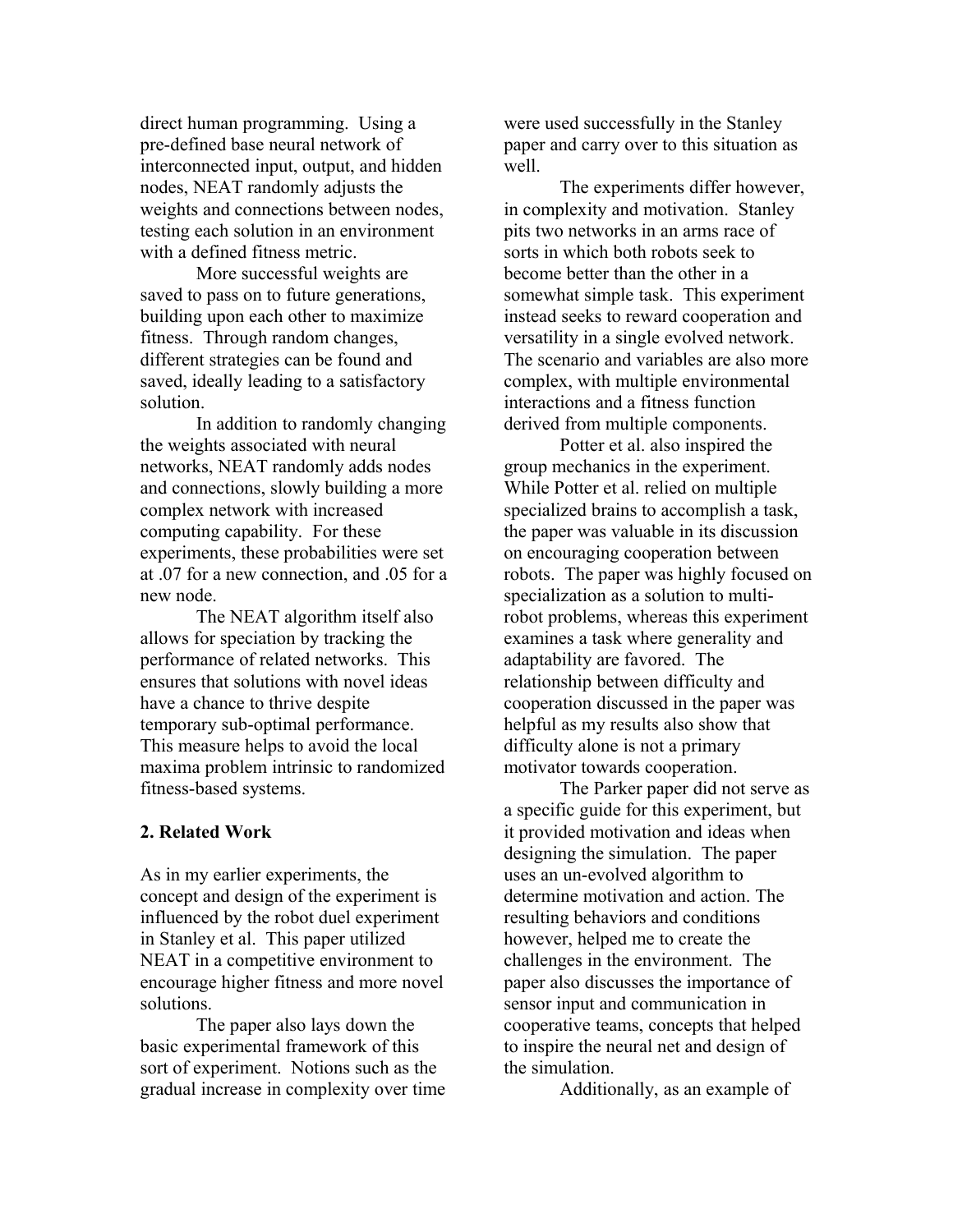direct human programming. Using a pre-defined base neural network of interconnected input, output, and hidden nodes, NEAT randomly adjusts the weights and connections between nodes, testing each solution in an environment with a defined fitness metric.

More successful weights are saved to pass on to future generations, building upon each other to maximize fitness. Through random changes, different strategies can be found and saved, ideally leading to a satisfactory solution.

In addition to randomly changing the weights associated with neural networks, NEAT randomly adds nodes and connections, slowly building a more complex network with increased computing capability. For these experiments, these probabilities were set at .07 for a new connection, and .05 for a new node.

The NEAT algorithm itself also allows for speciation by tracking the performance of related networks. This ensures that solutions with novel ideas have a chance to thrive despite temporary sub-optimal performance. This measure helps to avoid the local maxima problem intrinsic to randomized fitness-based systems.

## 2. Related Work

As in my earlier experiments, the concept and design of the experiment is influenced by the robot duel experiment in Stanley et al. This paper utilized NEAT in a competitive environment to encourage higher fitness and more novel solutions.

The paper also lays down the basic experimental framework of this sort of experiment. Notions such as the gradual increase in complexity over time were used successfully in the Stanley paper and carry over to this situation as well.

The experiments differ however, in complexity and motivation. Stanley pits two networks in an arms race of sorts in which both robots seek to become better than the other in a somewhat simple task. This experiment instead seeks to reward cooperation and versatility in a single evolved network. The scenario and variables are also more complex, with multiple environmental interactions and a fitness function derived from multiple components.

Potter et al. also inspired the group mechanics in the experiment. While Potter et al. relied on multiple specialized brains to accomplish a task, the paper was valuable in its discussion on encouraging cooperation between robots. The paper was highly focused on specialization as a solution to multi-robot problems, whereas this experiment examines a task where generality and adaptability are favored. The relationship between difficulty and cooperation discussed in the paper was helpful as my results also show that difficulty alone is not a primary motivator towards cooperation.

The Parker paper did not serve as a specific guide for this experiment, but it provided motivation and ideas when designing the simulation. The paper uses an un-evolved algorithm to determine motivation and action. The resulting behaviors and conditions however, helped me to create the challenges in the environment. The paper also discusses the importance of sensor input and communication in cooperative teams, concepts that helped to inspire the neural net and design of the simulation.

Additionally, as an example of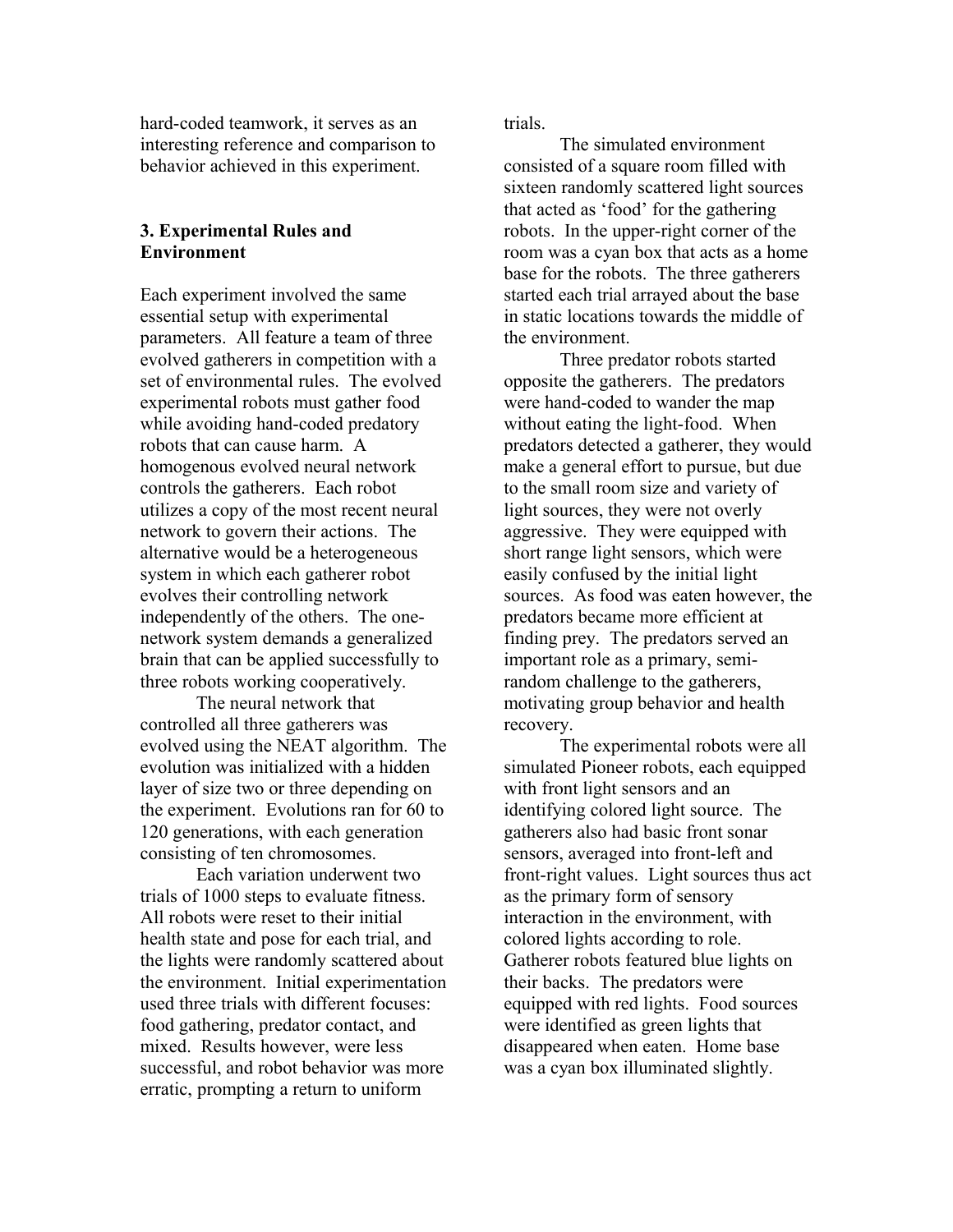hard-coded teamwork, it serves as an interesting reference and comparison to behavior achieved in this experiment.

## 3. Experimental Rules and Environment

Each experiment involved the same essential setup with experimental parameters. All feature a team of three evolved gatherers in competition with a set of environmental rules. The evolved experimental robots must gather food while avoiding hand-coded predatory robots that can cause harm. A homogenous evolved neural network controls the gatherers. Each robot utilizes a copy of the most recent neural network to govern their actions. The alternative would be a heterogeneous system in which each gatherer robot evolves their controlling network independently of the others. The one-network system demands a generalized brain that can be applied successfully to three robots working cooperatively.

The neural network that controlled all three gatherers was evolved using the NEAT algorithm. The evolution was initialized with a hidden layer of size two or three depending on the experiment. Evolutions ran for 60 to 120 generations, with each generation consisting of ten chromosomes.

Each variation underwent two trials of 1000 steps to evaluate fitness. All robots were reset to their initial health state and pose for each trial, and the lights were randomly scattered about the environment. Initial experimentation used three trials with different focuses: food gathering, predator contact, and mixed. Results however, were less successful, and robot behavior was more erratic, prompting a return to uniform trials.

The simulated environment consisted of a square room filled with sixteen randomly scattered light sources that acted as 'food' for the gathering robots. In the upper-right corner of the room was a cyan box that acts as a home base for the robots. The three gatherers started each trial arrayed about the base in static locations towards the middle of the environment.

Three predator robots started opposite the gatherers. The predators were hand-coded to wander the map without eating the light-food. When predators detected a gatherer, they would make a general effort to pursue, but due to the small room size and variety of light sources, they were not overly aggressive. They were equipped with short range light sensors, which were easily confused by the initial light sources. As food was eaten however, the predators became more efficient at finding prey. The predators served an important role as a primary, semi-random challenge to the gatherers, motivating group behavior and health recovery.

The experimental robots were all simulated Pioneer robots, each equipped with front light sensors and an identifying colored light source. The gatherers also had basic front sonar sensors, averaged into front-left and front-right values. Light sources thus act as the primary form of sensory interaction in the environment, with colored lights according to role. Gatherer robots featured blue lights on their backs. The predators were equipped with red lights. Food sources were identified as green lights that disappeared when eaten. Home base was a cyan box illuminated slightly.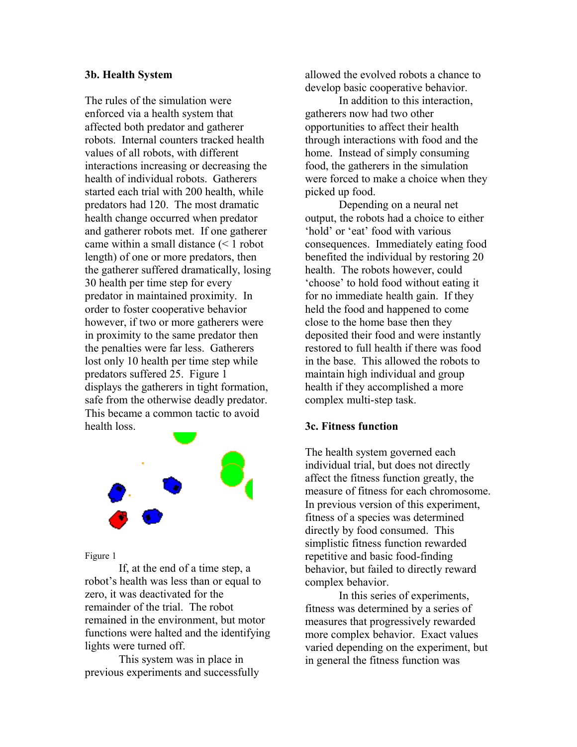### 3b. Health System

The rules of the simulation were enforced via a health system that affected both predator and gatherer robots. Internal counters tracked health values of all robots, with different interactions increasing or decreasing the health of individual robots. Gatherers started each trial with 200 health, while predators had 120. The most dramatic health change occurred when predator and gatherer robots met. If one gatherer came within a small distance (< 1 robot length) of one or more predators, then the gatherer suffered dramatically, losing 30 health per time step for every predator in maintained proximity. In order to foster cooperative behavior however, if two or more gatherers were in proximity to the same predator then the penalties were far less. Gatherers lost only 10 health per time step while predators suffered 25. Figure 1 displays the gatherers in tight formation, safe from the otherwise deadly predator. This became a common tactic to avoid health loss.

Figure 1

If, at the end of a time step, a robot's health was less than or equal to zero, it was deactivated for the remainder of the trial. The robot remained in the environment, but motor functions were halted and the identifying lights were turned off.

This system was in place in previous experiments and successfully allowed the evolved robots a chance to develop basic cooperative behavior.

In addition to this interaction, gatherers now had two other opportunities to affect their health through interactions with food and the home. Instead of simply consuming food, the gatherers in the simulation were forced to make a choice when they picked up food.

Depending on a neural net output, the robots had a choice to either 'hold' or 'eat' food with various consequences. Immediately eating food benefited the individual by restoring 20 health. The robots however, could 'choose' to hold food without eating it for no immediate health gain. If they held the food and happened to come close to the home base then they deposited their food and were instantly restored to full health if there was food in the base. This allowed the robots to maintain high individual and group health if they accomplished a more complex multi-step task.

### 3c. Fitness function

The health system governed each individual trial, but does not directly affect the fitness function greatly, the measure of fitness for each chromosome. In previous version of this experiment, fitness of a species was determined directly by food consumed. This simplistic fitness function rewarded repetitive and basic food-finding behavior, but failed to directly reward complex behavior.

In this series of experiments, fitness was determined by a series of measures that progressively rewarded more complex behavior. Exact values varied depending on the experiment, but in general the fitness function was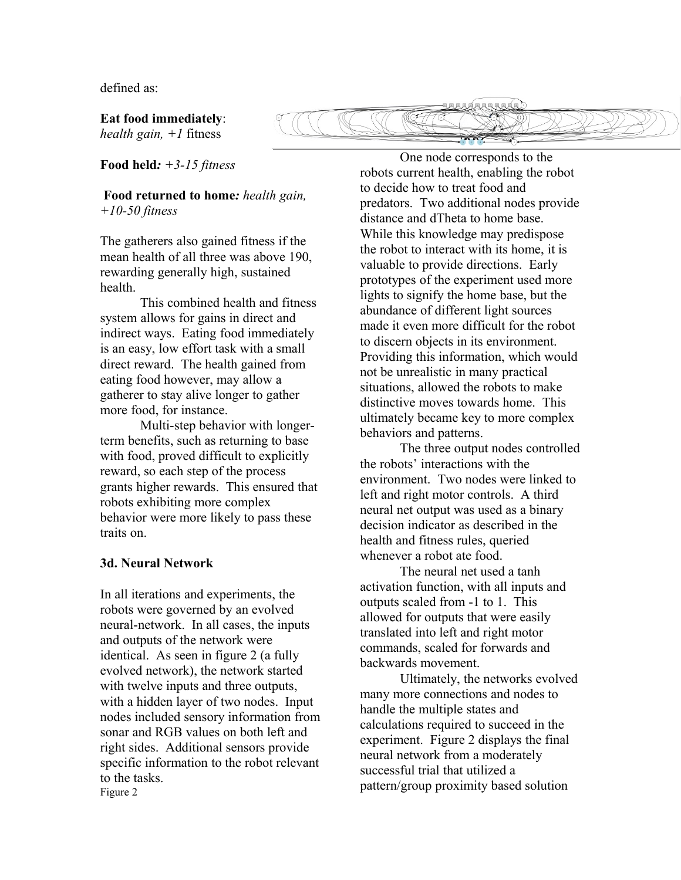defined as:

**Eat food immediately**:
*health gain, +1* fitness

**Food held***: +3-15 fitness*

**Food returned to home***: health gain, +10-50 fitness*

The gatherers also gained fitness if the mean health of all three was above 190, rewarding generally high, sustained health.

This combined health and fitness system allows for gains in direct and indirect ways. Eating food immediately is an easy, low effort task with a small direct reward. The health gained from eating food however, may allow a gatherer to stay alive longer to gather more food, for instance.

Multi-step behavior with longer-term benefits, such as returning to base with food, proved difficult to explicitly reward, so each step of the process grants higher rewards. This ensured that robots exhibiting more complex behavior were more likely to pass these traits on.

### 3d. Neural Network

In all iterations and experiments, the robots were governed by an evolved neural-network. In all cases, the inputs and outputs of the network were identical. As seen in figure 2 (a fully evolved network), the network started with twelve inputs and three outputs, with a hidden layer of two nodes. Input nodes included sensory information from sonar and RGB values on both left and right sides. Additional sensors provide specific information to the robot relevant to the tasks.

Figure 2

One node corresponds to the robots current health, enabling the robot to decide how to treat food and predators. Two additional nodes provide distance and dTheta to home base. While this knowledge may predispose the robot to interact with its home, it is valuable to provide directions. Early prototypes of the experiment used more lights to signify the home base, but the abundance of different light sources made it even more difficult for the robot to discern objects in its environment. Providing this information, which would not be unrealistic in many practical situations, allowed the robots to make distinctive moves towards home. This ultimately became key to more complex behaviors and patterns.

The three output nodes controlled the robots' interactions with the environment. Two nodes were linked to left and right motor controls. A third neural net output was used as a binary decision indicator as described in the health and fitness rules, queried whenever a robot ate food.

The neural net used a tanh activation function, with all inputs and outputs scaled from -1 to 1. This allowed for outputs that were easily translated into left and right motor commands, scaled for forwards and backwards movement.

Ultimately, the networks evolved many more connections and nodes to handle the multiple states and calculations required to succeed in the experiment. Figure 2 displays the final neural network from a moderately successful trial that utilized a pattern/group proximity based solution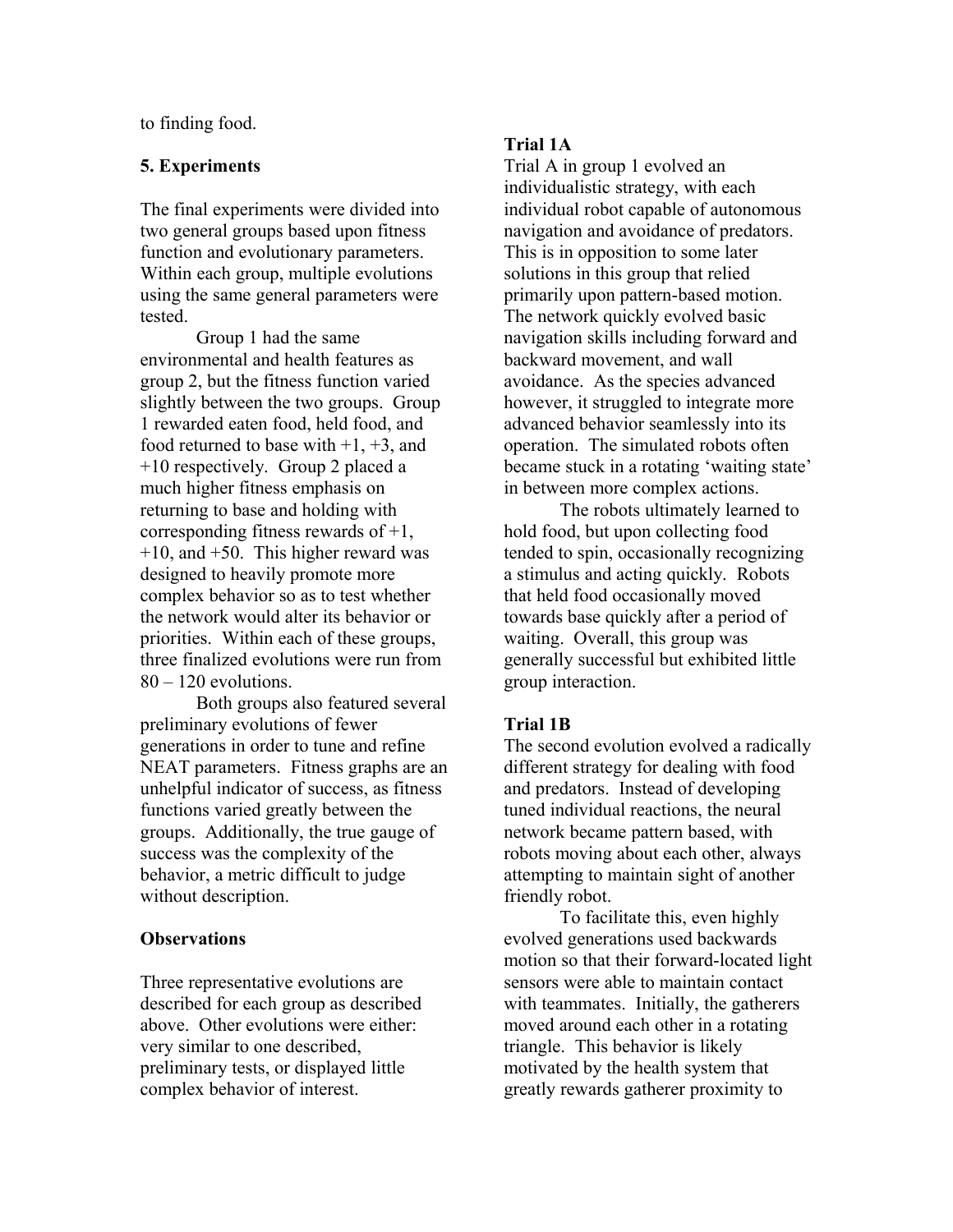to finding food.

## 5. Experiments

The final experiments were divided into two general groups based upon fitness function and evolutionary parameters. Within each group, multiple evolutions using the same general parameters were tested.

Group 1 had the same environmental and health features as group 2, but the fitness function varied slightly between the two groups. Group 1 rewarded eaten food, held food, and food returned to base with +1, +3, and +10 respectively. Group 2 placed a much higher fitness emphasis on returning to base and holding with corresponding fitness rewards of +1, +10, and +50. This higher reward was designed to heavily promote more complex behavior so as to test whether the network would alter its behavior or priorities. Within each of these groups, three finalized evolutions were run from 80 – 120 evolutions.

Both groups also featured several preliminary evolutions of fewer generations in order to tune and refine NEAT parameters. Fitness graphs are an unhelpful indicator of success, as fitness functions varied greatly between the groups. Additionally, the true gauge of success was the complexity of the behavior, a metric difficult to judge without description.

### Observations

Three representative evolutions are described for each group as described above. Other evolutions were either: very similar to one described, preliminary tests, or displayed little complex behavior of interest.

### Trial 1A

Trial A in group 1 evolved an individualistic strategy, with each individual robot capable of autonomous navigation and avoidance of predators. This is in opposition to some later solutions in this group that relied primarily upon pattern-based motion. The network quickly evolved basic navigation skills including forward and backward movement, and wall avoidance. As the species advanced however, it struggled to integrate more advanced behavior seamlessly into its operation. The simulated robots often became stuck in a rotating 'waiting state' in between more complex actions.

The robots ultimately learned to hold food, but upon collecting food tended to spin, occasionally recognizing a stimulus and acting quickly. Robots that held food occasionally moved towards base quickly after a period of waiting. Overall, this group was generally successful but exhibited little group interaction.

### Trial 1B

The second evolution evolved a radically different strategy for dealing with food and predators. Instead of developing tuned individual reactions, the neural network became pattern based, with robots moving about each other, always attempting to maintain sight of another friendly robot.

To facilitate this, even highly evolved generations used backwards motion so that their forward-located light sensors were able to maintain contact with teammates. Initially, the gatherers moved around each other in a rotating triangle. This behavior is likely motivated by the health system that greatly rewards gatherer proximity to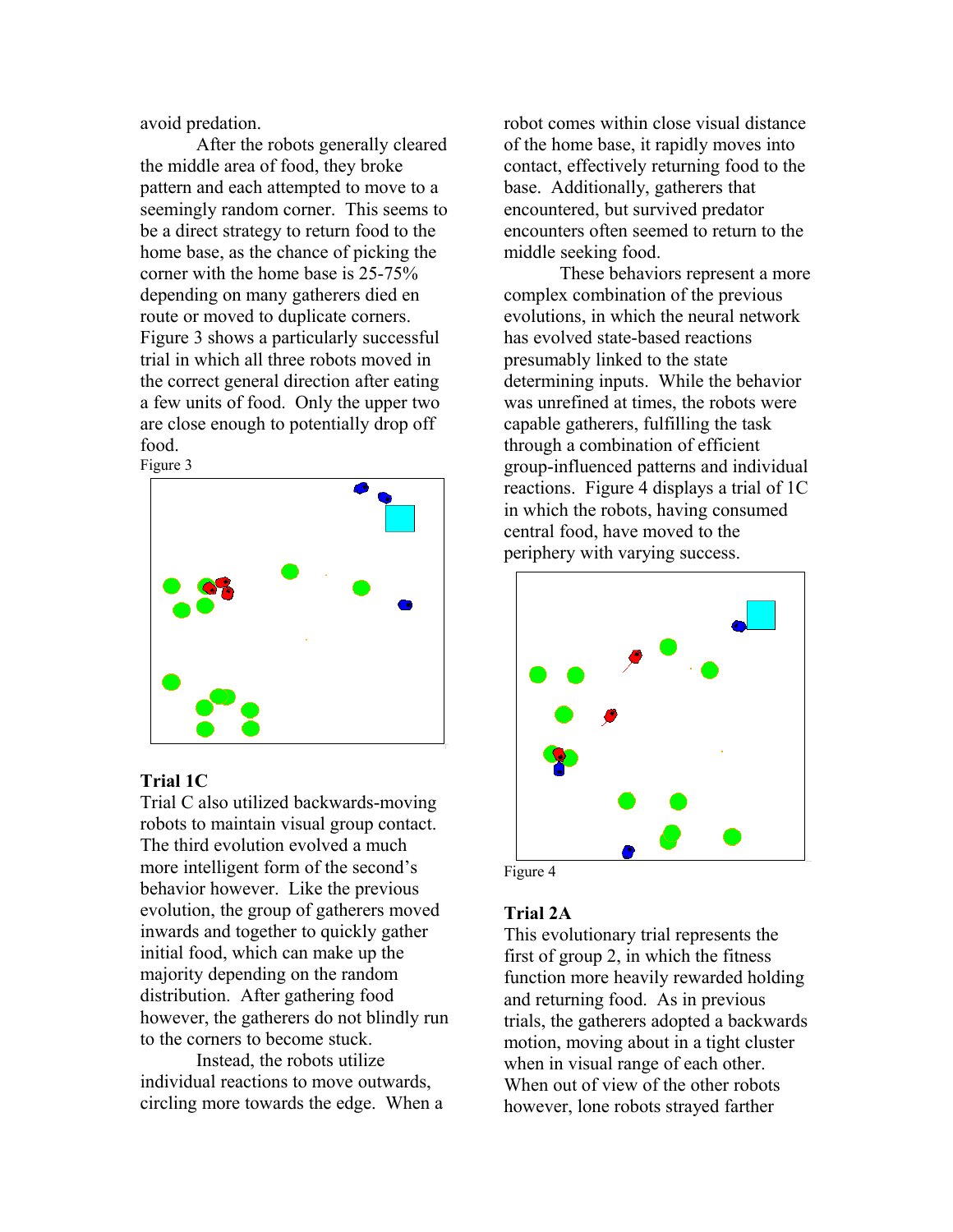avoid predation.

After the robots generally cleared the middle area of food, they broke pattern and each attempted to move to a seemingly random corner. This seems to be a direct strategy to return food to the home base, as the chance of picking the corner with the home base is 25-75% depending on many gatherers died en route or moved to duplicate corners. Figure 3 shows a particularly successful trial in which all three robots moved in the correct general direction after eating a few units of food. Only the upper two are close enough to potentially drop off food.

Figure 3

### Trial 1C

Trial C also utilized backwards-moving robots to maintain visual group contact. The third evolution evolved a much more intelligent form of the second's behavior however. Like the previous evolution, the group of gatherers moved inwards and together to quickly gather initial food, which can make up the majority depending on the random distribution. After gathering food however, the gatherers do not blindly run to the corners to become stuck.

Instead, the robots utilize individual reactions to move outwards, circling more towards the edge. When a robot comes within close visual distance of the home base, it rapidly moves into contact, effectively returning food to the base. Additionally, gatherers that encountered, but survived predator encounters often seemed to return to the middle seeking food.

These behaviors represent a more complex combination of the previous evolutions, in which the neural network has evolved state-based reactions presumably linked to the state determining inputs. While the behavior was unrefined at times, the robots were capable gatherers, fulfilling the task through a combination of efficient group-influenced patterns and individual reactions. Figure 4 displays a trial of 1C in which the robots, having consumed central food, have moved to the periphery with varying success.

Figure 4

### Trial 2A

This evolutionary trial represents the first of group 2, in which the fitness function more heavily rewarded holding and returning food. As in previous trials, the gatherers adopted a backwards motion, moving about in a tight cluster when in visual range of each other. When out of view of the other robots however, lone robots strayed farther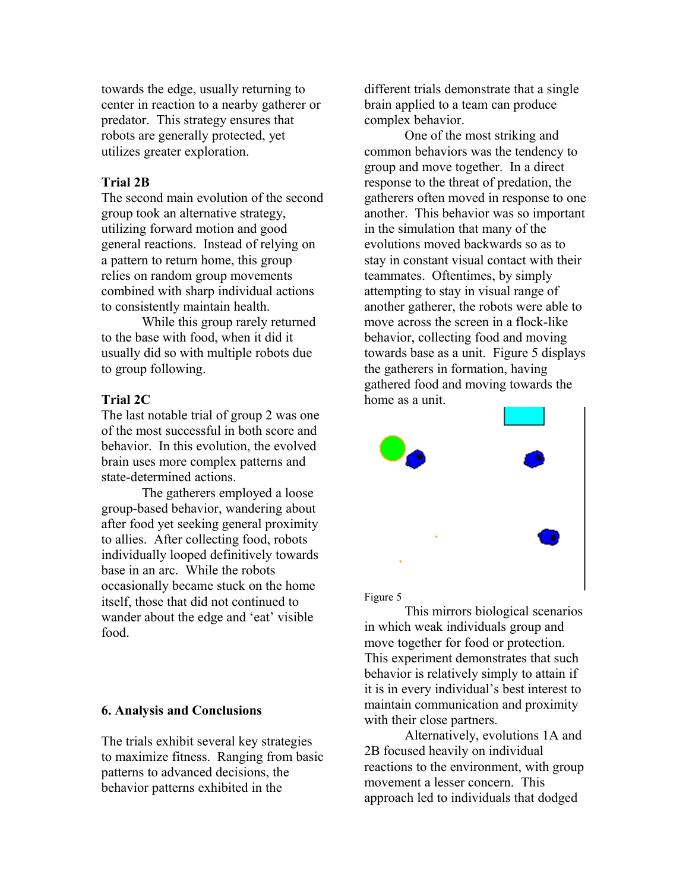towards the edge, usually returning to center in reaction to a nearby gatherer or predator. This strategy ensures that robots are generally protected, yet utilizes greater exploration.

**Trial 2B**

The second main evolution of the second group took an alternative strategy, utilizing forward motion and good general reactions. Instead of relying on a pattern to return home, this group relies on random group movements combined with sharp individual actions to consistently maintain health.

While this group rarely returned to the base with food, when it did it usually did so with multiple robots due to group following.

**Trial 2C**

The last notable trial of group 2 was one of the most successful in both score and behavior. In this evolution, the evolved brain uses more complex patterns and state-determined actions.

The gatherers employed a loose group-based behavior, wandering about after food yet seeking general proximity to allies. After collecting food, robots individually looped definitively towards base in an arc. While the robots occasionally became stuck on the home itself, those that did not continued to wander about the edge and 'eat' visible food.

## 6. Analysis and Conclusions

The trials exhibit several key strategies to maximize fitness. Ranging from basic patterns to advanced decisions, the behavior patterns exhibited in the different trials demonstrate that a single brain applied to a team can produce complex behavior.

One of the most striking and common behaviors was the tendency to group and move together. In a direct response to the threat of predation, the gatherers often moved in response to one another. This behavior was so important in the simulation that many of the evolutions moved backwards so as to stay in constant visual contact with their teammates. Oftentimes, by simply attempting to stay in visual range of another gatherer, the robots were able to move across the screen in a flock-like behavior, collecting food and moving towards base as a unit. Figure 5 displays the gatherers in formation, having gathered food and moving towards the home as a unit.

Figure 5

This mirrors biological scenarios in which weak individuals group and move together for food or protection. This experiment demonstrates that such behavior is relatively simply to attain if it is in every individual's best interest to maintain communication and proximity with their close partners.

Alternatively, evolutions 1A and 2B focused heavily on individual reactions to the environment, with group movement a lesser concern. This approach led to individuals that dodged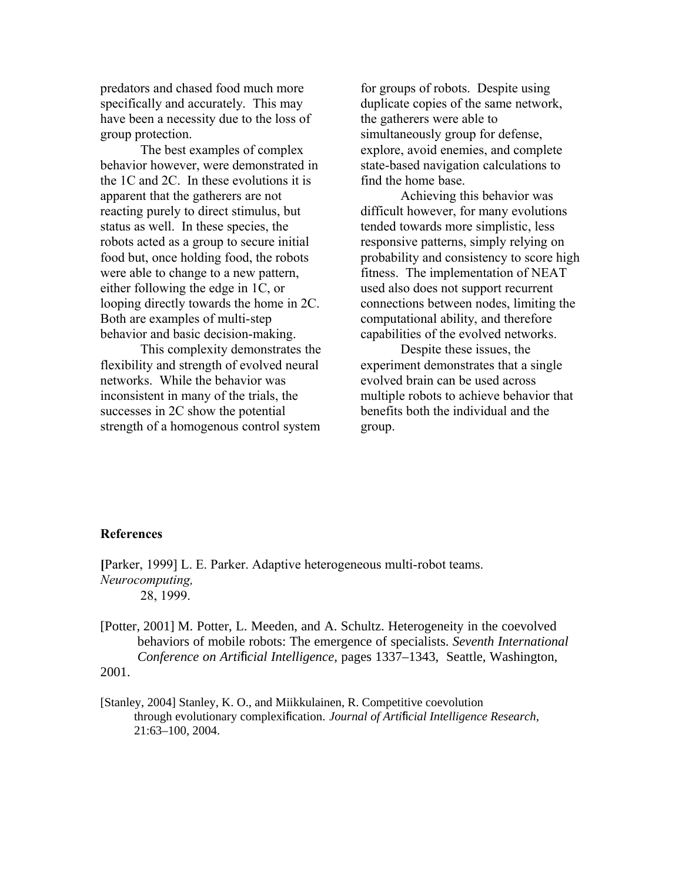predators and chased food much more specifically and accurately. This may have been a necessity due to the loss of group protection.

The best examples of complex behavior however, were demonstrated in the 1C and 2C. In these evolutions it is apparent that the gatherers are not reacting purely to direct stimulus, but status as well. In these species, the robots acted as a group to secure initial food but, once holding food, the robots were able to change to a new pattern, either following the edge in 1C, or looping directly towards the home in 2C. Both are examples of multi-step behavior and basic decision-making.

This complexity demonstrates the flexibility and strength of evolved neural networks. While the behavior was inconsistent in many of the trials, the successes in 2C show the potential strength of a homogenous control system for groups of robots. Despite using duplicate copies of the same network, the gatherers were able to simultaneously group for defense, explore, avoid enemies, and complete state-based navigation calculations to find the home base.

Achieving this behavior was difficult however, for many evolutions tended towards more simplistic, less responsive patterns, simply relying on probability and consistency to score high fitness. The implementation of NEAT used also does not support recurrent connections between nodes, limiting the computational ability, and therefore capabilities of the evolved networks.

Despite these issues, the experiment demonstrates that a single evolved brain can be used across multiple robots to achieve behavior that benefits both the individual and the group.

**References**

[Parker, 1999] L. E. Parker. Adaptive heterogeneous multi-robot teams. *Neurocomputing,* 28, 1999.

[Potter, 2001] M. Potter, L. Meeden, and A. Schultz. Heterogeneity in the coevolved behaviors of mobile robots: The emergence of specialists. *Seventh International Conference on Artificial Intelligence,* pages 1337–1343, Seattle, Washington, 2001.

[Stanley, 2004] Stanley, K. O., and Miikkulainen, R. Competitive coevolution through evolutionary complexification. *Journal of Artificial Intelligence Research,* 21:63–100, 2004.